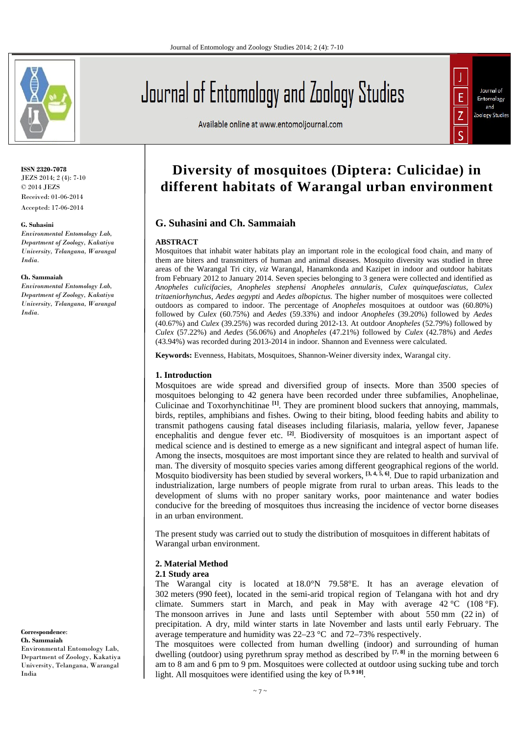ISSN 2320-7078
JEZS 2014; 2 (4): 7-10
© 2014 JEZS
Received: 01-06-2014
Accepted: 17-06-2014

**G. Suhasini**
*Environmental Entomology Lab, Department of Zoology, Kakatiya University, Telangana, Warangal India.*

**Ch. Sammaiah**
*Environmental Entomology Lab, Department of Zoology, Kakatiya University, Telangana, Warangal India.*

**Correspondence:**
**Ch. Sammaiah**
Environmental Entomology Lab, Department of Zoology, Kakatiya University, Telangana, Warangal India

# Diversity of mosquitoes (Diptera: Culicidae) in different habitats of Warangal urban environment

## G. Suhasini and Ch. Sammaiah

### ABSTRACT

Mosquitoes that inhabit water habitats play an important role in the ecological food chain, and many of them are biters and transmitters of human and animal diseases. Mosquito diversity was studied in three areas of the Warangal Tri city, *viz* Warangal, Hanamkonda and Kazipet in indoor and outdoor habitats from February 2012 to January 2014. Seven species belonging to 3 genera were collected and identified as *Anopheles culicifacies*, *Anopheles stephensi Anopheles annularis*, *Culex quinquefasciatus*, *Culex tritaeniorhynchus*, *Aedes aegypti* and *Aedes albopictus.* The higher number of mosquitoes were collected outdoors as compared to indoor. The percentage of *Anopheles* mosquitoes at outdoor was (60.80%) followed by *Culex* (60.75%) and *Aedes* (59.33%) and indoor *Anopheles* (39.20%) followed by *Aedes* (40.67%) and *Culex* (39.25%) was recorded during 2012-13. At outdoor *Anopheles* (52.79%) followed by *Culex* (57.22%) and *Aedes* (56.06%) and *Anopheles* (47.21%) followed by *Culex* (42.78%) and *Aedes* (43.94%) was recorded during 2013-2014 in indoor. Shannon and Evenness were calculated.

**Keywords:** Evenness, Habitats, Mosquitoes, Shannon-Weiner diversity index, Warangal city.

### 1. Introduction

Mosquitoes are wide spread and diversified group of insects. More than 3500 species of mosquitoes belonging to 42 genera have been recorded under three subfamilies, Anophelinae, Culicinae and Toxorhynchitinae [1]. They are prominent blood suckers that annoying, mammals, birds, reptiles, amphibians and fishes. Owing to their biting, blood feeding habits and ability to transmit pathogens causing fatal diseases including filariasis, malaria, yellow fever, Japanese encephalitis and dengue fever etc. [2]. Biodiversity of mosquitoes is an important aspect of medical science and is destined to emerge as a new significant and integral aspect of human life. Among the insects, mosquitoes are most important since they are related to health and survival of man. The diversity of mosquito species varies among different geographical regions of the world. Mosquito biodiversity has been studied by several workers, [3, 4, 5, 6]. Due to rapid urbanization and industrialization, large numbers of people migrate from rural to urban areas. This leads to the development of slums with no proper sanitary works, poor maintenance and water bodies conducive for the breeding of mosquitoes thus increasing the incidence of vector borne diseases in an urban environment.

The present study was carried out to study the distribution of mosquitoes in different habitats of Warangal urban environment.

### 2. Material Method

#### 2.1 Study area

The Warangal city is located at 18.0°N 79.58°E. It has an average elevation of 302 meters (990 feet), located in the semi-arid tropical region of Telangana with hot and dry climate. Summers start in March, and peak in May with average 42 °C (108 °F). The monsoon arrives in June and lasts until September with about 550 mm (22 in) of precipitation. A dry, mild winter starts in late November and lasts until early February. The average temperature and humidity was 22–23 °C and 72–73% respectively.

The mosquitoes were collected from human dwelling (indoor) and surrounding of human dwelling (outdoor) using pyrethrum spray method as described by [7, 8] in the morning between 6 am to 8 am and 6 pm to 9 pm. Mosquitoes were collected at outdoor using sucking tube and torch light. All mosquitoes were identified using the key of [3, 9 10].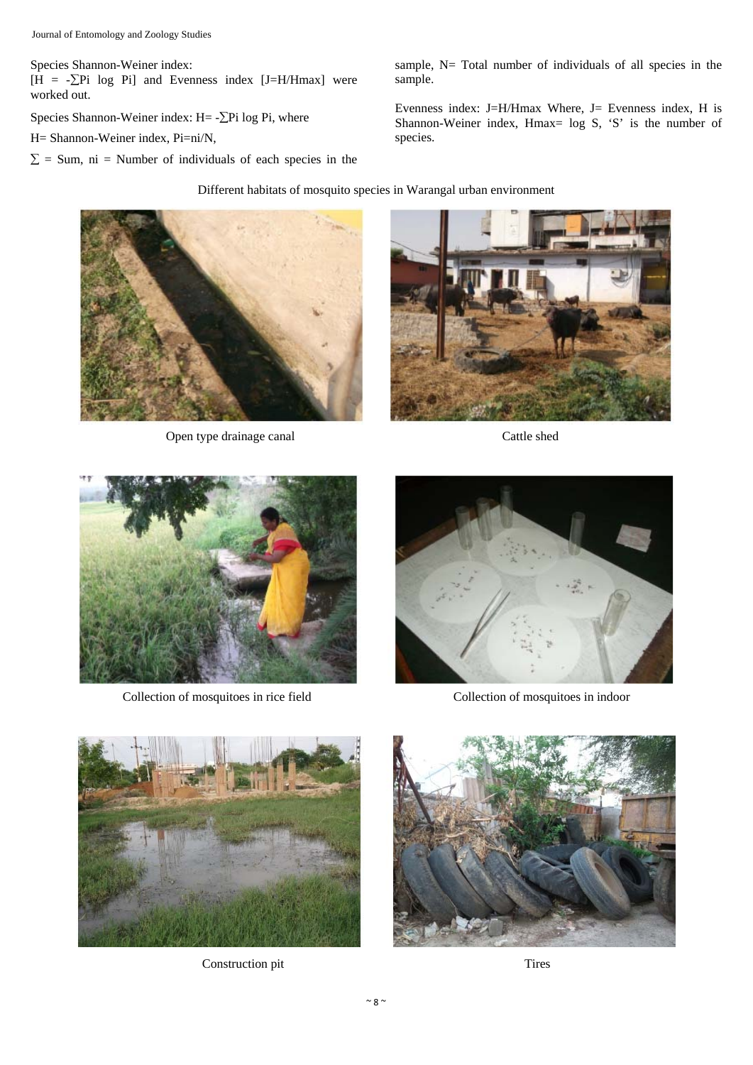Species Shannon-Weiner index:
[$H = -\sum Pi \log Pi$] and Evenness index [$J=H/Hmax$] were worked out.

Species Shannon-Weiner index: $H= -\sum Pi \log Pi$, where

H= Shannon-Weiner index, $Pi=ni/N$,

$\sum$ = Sum, ni = Number of individuals of each species in the sample, N= Total number of individuals of all species in the sample.

Evenness index: $J=H/Hmax$ Where, J= Evenness index, H is Shannon-Weiner index, $Hmax= \log S$, 'S' is the number of species.

Different habitats of mosquito species in Warangal urban environment

Open type drainage canal

Cattle shed

Collection of mosquitoes in rice field

Collection of mosquitoes in indoor

Construction pit

Tires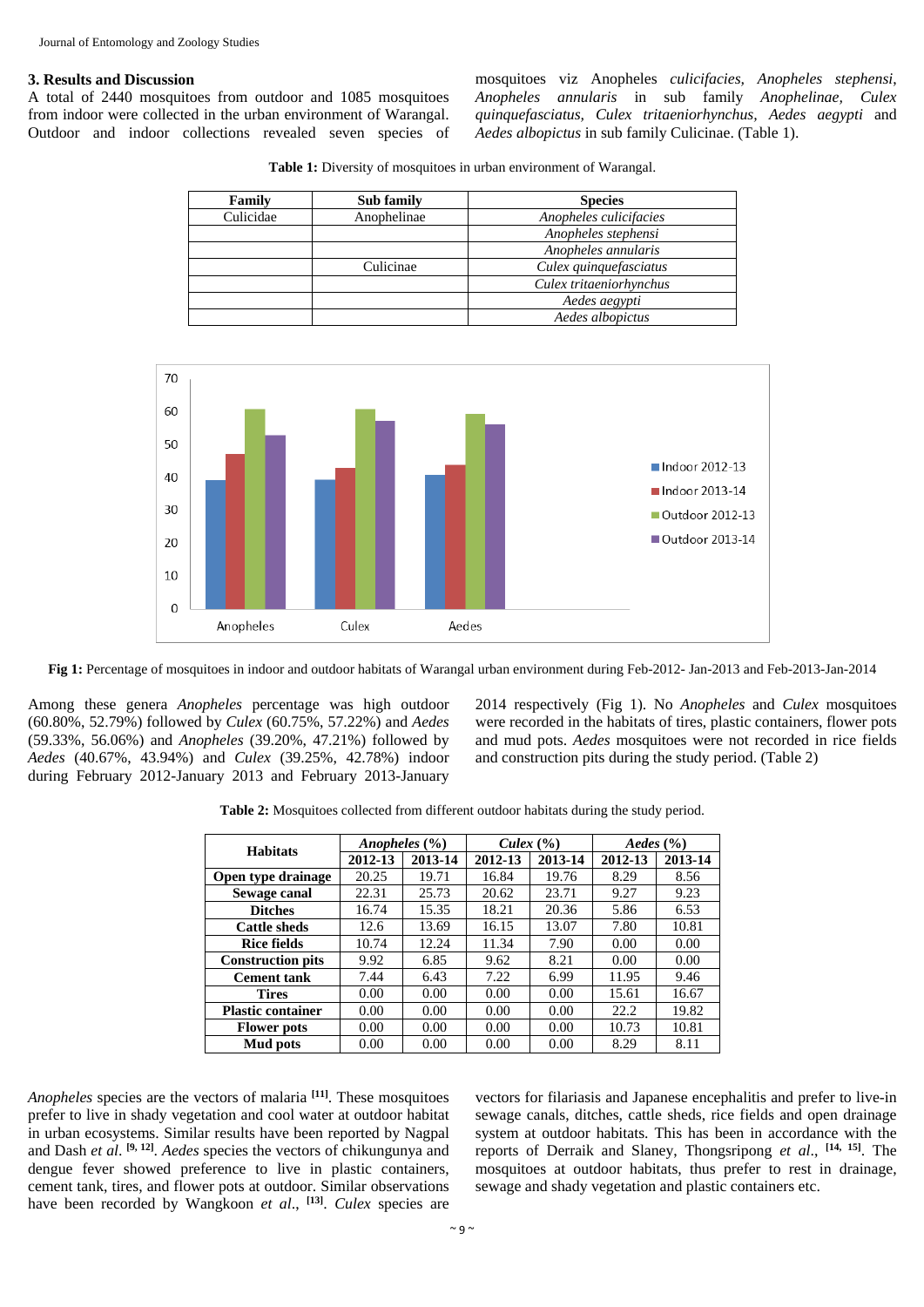### 3. Results and Discussion

A total of 2440 mosquitoes from outdoor and 1085 mosquitoes from indoor were collected in the urban environment of Warangal. Outdoor and indoor collections revealed seven species of mosquitoes viz Anopheles *culicifacies, Anopheles stephensi, Anopheles annularis* in sub family *Anophelinae, Culex quinquefasciatus, Culex tritaeniorhynchus, Aedes aegypti* and *Aedes albopictus* in sub family Culicinae. (Table 1).

**Table 1:** Diversity of mosquitoes in urban environment of Warangal.

| Family | Sub family | Species |
|---|---|---|
| Culicidae | Anophelinae | *Anopheles culicifacies* |
| | | *Anopheles stephensi* |
| | | *Anopheles annularis* |
| | Culicinae | *Culex quinquefasciatus* |
| | | *Culex tritaeniorhynchus* |
| | | *Aedes aegypti* |
| | | *Aedes albopictus* |

**Fig 1:** Percentage of mosquitoes in indoor and outdoor habitats of Warangal urban environment during Feb-2012- Jan-2013 and Feb-2013-Jan-2014

Among these genera *Anopheles* percentage was high outdoor (60.80%, 52.79%) followed by *Culex* (60.75%, 57.22%) and *Aedes* (59.33%, 56.06%) and *Anopheles* (39.20%, 47.21%) followed by *Aedes* (40.67%, 43.94%) and *Culex* (39.25%, 42.78%) indoor during February 2012-January 2013 and February 2013-January 2014 respectively (Fig 1). No *Anopheles* and *Culex* mosquitoes were recorded in the habitats of tires, plastic containers, flower pots and mud pots. *Aedes* mosquitoes were not recorded in rice fields and construction pits during the study period. (Table 2)

**Table 2:** Mosquitoes collected from different outdoor habitats during the study period.

| Habitats | *Anopheles* (%) | | *Culex* (%) | | *Aedes* (%) | |
|---|---|---|---|---|---|---|
| | 2012-13 | 2013-14 | 2012-13 | 2013-14 | 2012-13 | 2013-14 |
| **Open type drainage** | 20.25 | 19.71 | 16.84 | 19.76 | 8.29 | 8.56 |
| **Sewage canal** | 22.31 | 25.73 | 20.62 | 23.71 | 9.27 | 9.23 |
| **Ditches** | 16.74 | 15.35 | 18.21 | 20.36 | 5.86 | 6.53 |
| **Cattle sheds** | 12.6 | 13.69 | 16.15 | 13.07 | 7.80 | 10.81 |
| **Rice fields** | 10.74 | 12.24 | 11.34 | 7.90 | 0.00 | 0.00 |
| **Construction pits** | 9.92 | 6.85 | 9.62 | 8.21 | 0.00 | 0.00 |
| **Cement tank** | 7.44 | 6.43 | 7.22 | 6.99 | 11.95 | 9.46 |
| **Tires** | 0.00 | 0.00 | 0.00 | 0.00 | 15.61 | 16.67 |
| **Plastic container** | 0.00 | 0.00 | 0.00 | 0.00 | 22.2 | 19.82 |
| **Flower pots** | 0.00 | 0.00 | 0.00 | 0.00 | 10.73 | 10.81 |
| **Mud pots** | 0.00 | 0.00 | 0.00 | 0.00 | 8.29 | 8.11 |

*Anopheles* species are the vectors of malaria [11]. These mosquitoes prefer to live in shady vegetation and cool water at outdoor habitat in urban ecosystems. Similar results have been reported by Nagpal and Dash *et al*. [9, 12]. *Aedes* species the vectors of chikungunya and dengue fever showed preference to live in plastic containers, cement tank, tires, and flower pots at outdoor. Similar observations have been recorded by Wangkoon *et al*., [13]. *Culex* species are vectors for filariasis and Japanese encephalitis and prefer to live-in sewage canals, ditches, cattle sheds, rice fields and open drainage system at outdoor habitats. This has been in accordance with the reports of Derraik and Slaney, Thongsripong *et al*., [14, 15]. The mosquitoes at outdoor habitats, thus prefer to rest in drainage, sewage and shady vegetation and plastic containers etc.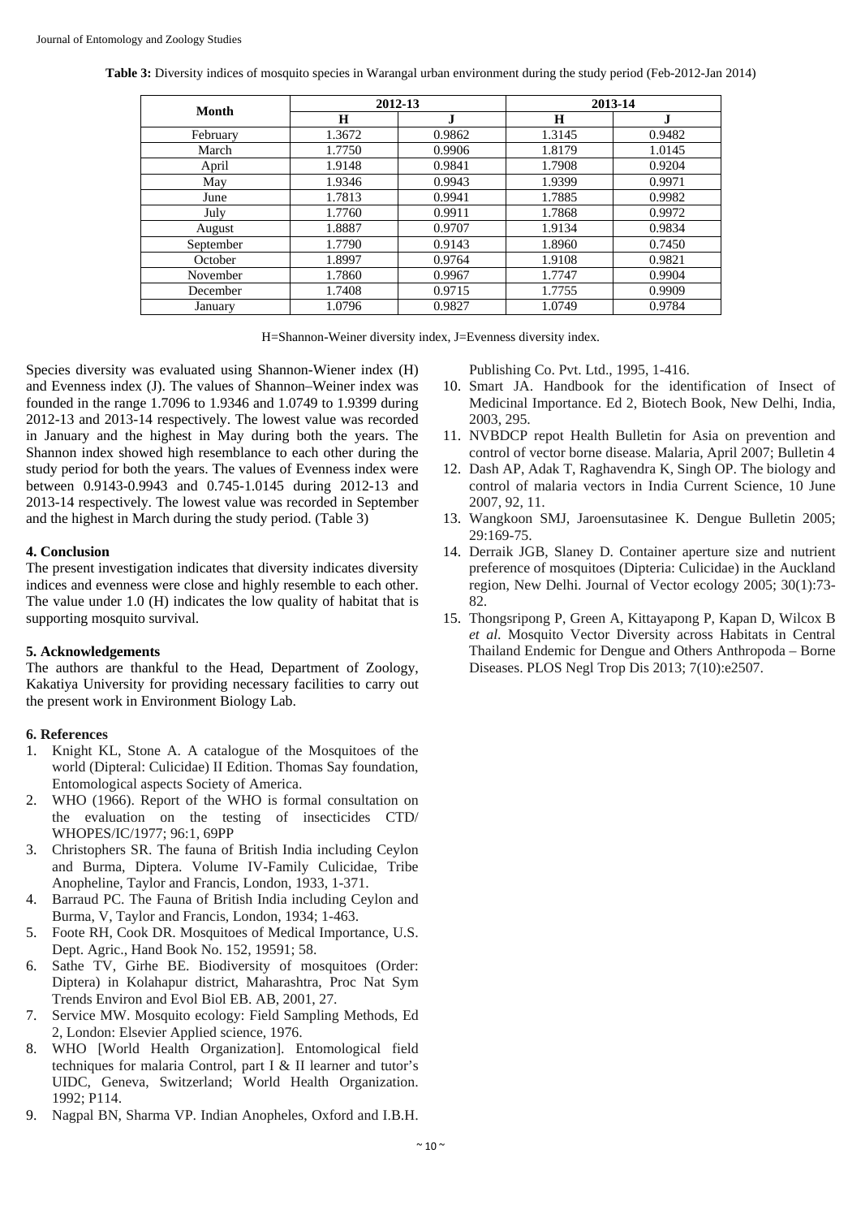**Table 3:** Diversity indices of mosquito species in Warangal urban environment during the study period (Feb-2012-Jan 2014)

| Month | 2012-13 | | 2013-14 | |
|---|---|---|---|---|
| | H | J | H | J |
| February | 1.3672 | 0.9862 | 1.3145 | 0.9482 |
| March | 1.7750 | 0.9906 | 1.8179 | 1.0145 |
| April | 1.9148 | 0.9841 | 1.7908 | 0.9204 |
| May | 1.9346 | 0.9943 | 1.9399 | 0.9971 |
| June | 1.7813 | 0.9941 | 1.7885 | 0.9982 |
| July | 1.7760 | 0.9911 | 1.7868 | 0.9972 |
| August | 1.8887 | 0.9707 | 1.9134 | 0.9834 |
| September | 1.7790 | 0.9143 | 1.8960 | 0.7450 |
| October | 1.8997 | 0.9764 | 1.9108 | 0.9821 |
| November | 1.7860 | 0.9967 | 1.7747 | 0.9904 |
| December | 1.7408 | 0.9715 | 1.7755 | 0.9909 |
| January | 1.0796 | 0.9827 | 1.0749 | 0.9784 |

H=Shannon-Weiner diversity index, J=Evenness diversity index.

Species diversity was evaluated using Shannon-Wiener index (H) and Evenness index (J). The values of Shannon–Weiner index was founded in the range 1.7096 to 1.9346 and 1.0749 to 1.9399 during 2012-13 and 2013-14 respectively. The lowest value was recorded in January and the highest in May during both the years. The Shannon index showed high resemblance to each other during the study period for both the years. The values of Evenness index were between 0.9143-0.9943 and 0.745-1.0145 during 2012-13 and 2013-14 respectively. The lowest value was recorded in September and the highest in March during the study period. (Table 3)

## 4. Conclusion

The present investigation indicates that diversity indicates diversity indices and evenness were close and highly resemble to each other. The value under 1.0 (H) indicates the low quality of habitat that is supporting mosquito survival.

## 5. Acknowledgements

The authors are thankful to the Head, Department of Zoology, Kakatiya University for providing necessary facilities to carry out the present work in Environment Biology Lab.

## 6. References

1. Knight KL, Stone A. A catalogue of the Mosquitoes of the world (Dipteral: Culicidae) II Edition. Thomas Say foundation, Entomological aspects Society of America.
2. WHO (1966). Report of the WHO is formal consultation on the evaluation on the testing of insecticides CTD/ WHOPES/IC/1977; 96:1, 69PP
3. Christophers SR. The fauna of British India including Ceylon and Burma, Diptera. Volume IV-Family Culicidae, Tribe Anopheline, Taylor and Francis, London, 1933, 1-371.
4. Barraud PC. The Fauna of British India including Ceylon and Burma, V, Taylor and Francis, London, 1934; 1-463.
5. Foote RH, Cook DR. Mosquitoes of Medical Importance, U.S. Dept. Agric., Hand Book No. 152, 19591; 58.
6. Sathe TV, Girhe BE. Biodiversity of mosquitoes (Order: Diptera) in Kolahapur district, Maharashtra, Proc Nat Sym Trends Environ and Evol Biol EB. AB, 2001, 27.
7. Service MW. Mosquito ecology: Field Sampling Methods, Ed 2, London: Elsevier Applied science, 1976.
8. WHO [World Health Organization]. Entomological field techniques for malaria Control, part I & II learner and tutor's UIDC, Geneva, Switzerland; World Health Organization. 1992; P114.
9. Nagpal BN, Sharma VP. Indian Anopheles, Oxford and I.B.H. Publishing Co. Pvt. Ltd., 1995, 1-416.
10. Smart JA. Handbook for the identification of Insect of Medicinal Importance. Ed 2, Biotech Book, New Delhi, India, 2003, 295.
11. NVBDCP repot Health Bulletin for Asia on prevention and control of vector borne disease. Malaria, April 2007; Bulletin 4
12. Dash AP, Adak T, Raghavendra K, Singh OP. The biology and control of malaria vectors in India Current Science, 10 June 2007, 92, 11.
13. Wangkoon SMJ, Jaroensutasinee K. Dengue Bulletin 2005; 29:169-75.
14. Derraik JGB, Slaney D. Container aperture size and nutrient preference of mosquitoes (Dipteria: Culicidae) in the Auckland region, New Delhi. Journal of Vector ecology 2005; 30(1):73-82.
15. Thongsripong P, Green A, Kittayapong P, Kapan D, Wilcox B *et al*. Mosquito Vector Diversity across Habitats in Central Thailand Endemic for Dengue and Others Anthropoda – Borne Diseases. PLOS Negl Trop Dis 2013; 7(10):e2507.